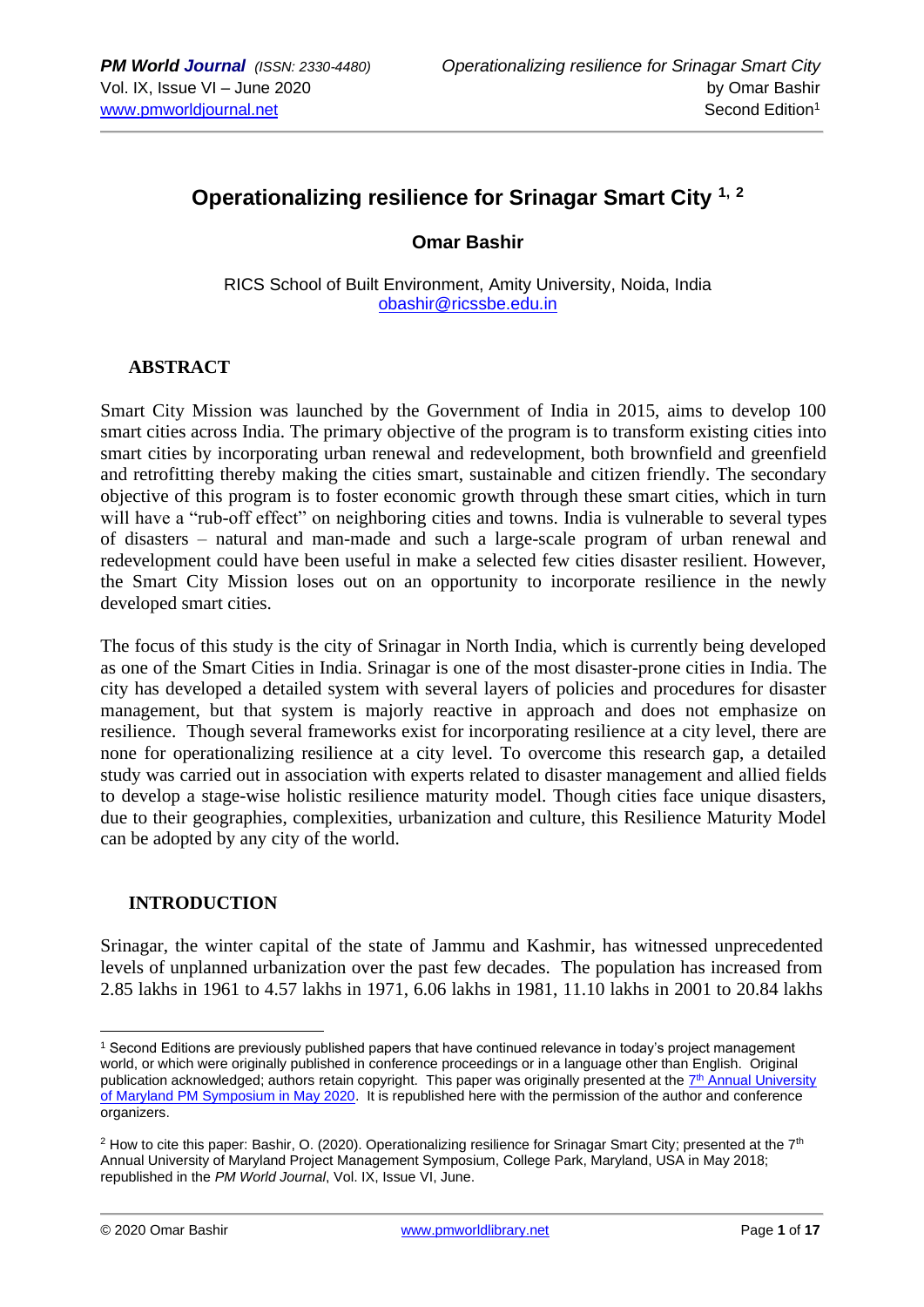# Operationalizing resilience for Srinagar Smart City [1, 2]

**Omar Bashir**

RICS School of Built Environment, Amity University, Noida, India
obashir@ricssbe.edu.in

## ABSTRACT

Smart City Mission was launched by the Government of India in 2015, aims to develop 100 smart cities across India. The primary objective of the program is to transform existing cities into smart cities by incorporating urban renewal and redevelopment, both brownfield and greenfield and retrofitting thereby making the cities smart, sustainable and citizen friendly. The secondary objective of this program is to foster economic growth through these smart cities, which in turn will have a "rub-off effect" on neighboring cities and towns. India is vulnerable to several types of disasters – natural and man-made and such a large-scale program of urban renewal and redevelopment could have been useful in make a selected few cities disaster resilient. However, the Smart City Mission loses out on an opportunity to incorporate resilience in the newly developed smart cities.

The focus of this study is the city of Srinagar in North India, which is currently being developed as one of the Smart Cities in India. Srinagar is one of the most disaster-prone cities in India. The city has developed a detailed system with several layers of policies and procedures for disaster management, but that system is majorly reactive in approach and does not emphasize on resilience. Though several frameworks exist for incorporating resilience at a city level, there are none for operationalizing resilience at a city level. To overcome this research gap, a detailed study was carried out in association with experts related to disaster management and allied fields to develop a stage-wise holistic resilience maturity model. Though cities face unique disasters, due to their geographies, complexities, urbanization and culture, this Resilience Maturity Model can be adopted by any city of the world.

## INTRODUCTION

Srinagar, the winter capital of the state of Jammu and Kashmir, has witnessed unprecedented levels of unplanned urbanization over the past few decades. The population has increased from 2.85 lakhs in 1961 to 4.57 lakhs in 1971, 6.06 lakhs in 1981, 11.10 lakhs in 2001 to 20.84 lakhs

---

[1] Second Editions are previously published papers that have continued relevance in today's project management world, or which were originally published in conference proceedings or in a language other than English. Original publication acknowledged; authors retain copyright. This paper was originally presented at the 7th Annual University of Maryland PM Symposium in May 2020. It is republished here with the permission of the author and conference organizers.

[2] How to cite this paper: Bashir, O. (2020). Operationalizing resilience for Srinagar Smart City; presented at the 7th Annual University of Maryland Project Management Symposium, College Park, Maryland, USA in May 2018; republished in the *PM World Journal*, Vol. IX, Issue VI, June.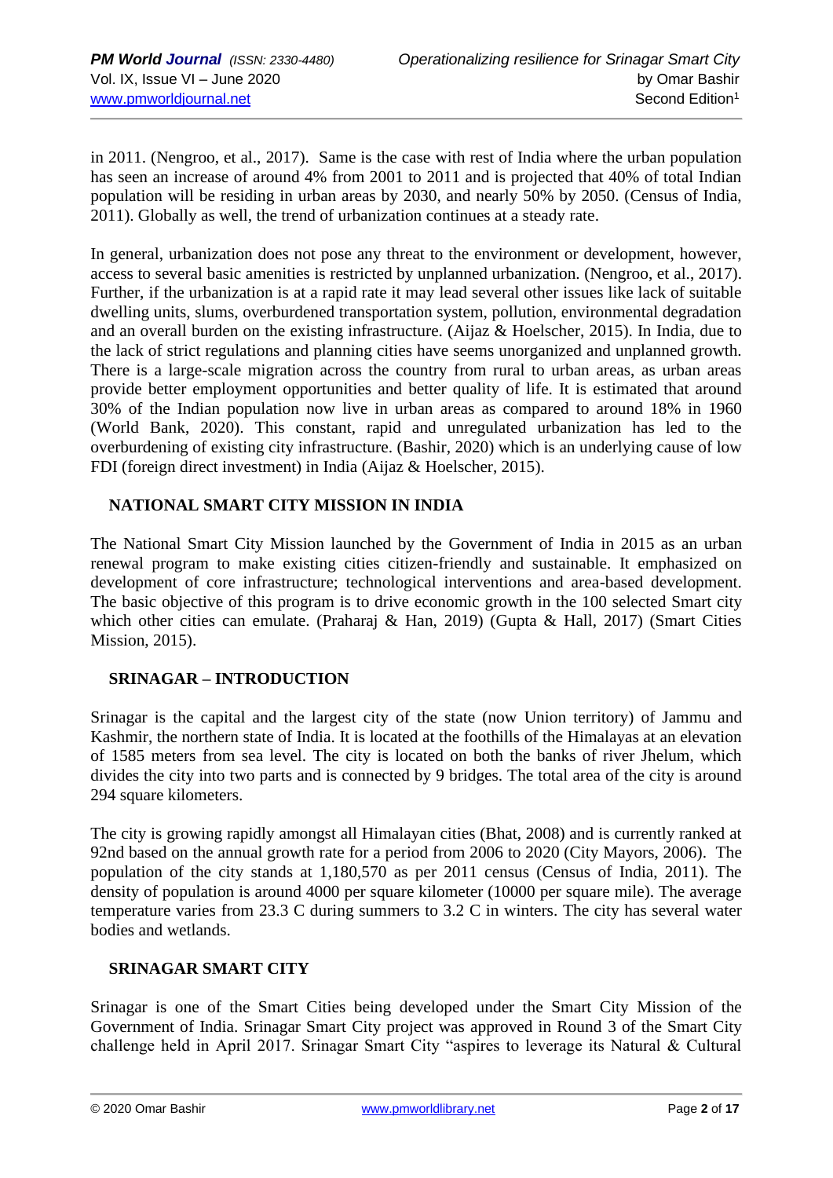in 2011. (Nengroo, et al., 2017). Same is the case with rest of India where the urban population has seen an increase of around 4% from 2001 to 2011 and is projected that 40% of total Indian population will be residing in urban areas by 2030, and nearly 50% by 2050. (Census of India, 2011). Globally as well, the trend of urbanization continues at a steady rate.

In general, urbanization does not pose any threat to the environment or development, however, access to several basic amenities is restricted by unplanned urbanization. (Nengroo, et al., 2017). Further, if the urbanization is at a rapid rate it may lead several other issues like lack of suitable dwelling units, slums, overburdened transportation system, pollution, environmental degradation and an overall burden on the existing infrastructure. (Aijaz & Hoelscher, 2015). In India, due to the lack of strict regulations and planning cities have seems unorganized and unplanned growth. There is a large-scale migration across the country from rural to urban areas, as urban areas provide better employment opportunities and better quality of life. It is estimated that around 30% of the Indian population now live in urban areas as compared to around 18% in 1960 (World Bank, 2020). This constant, rapid and unregulated urbanization has led to the overburdening of existing city infrastructure. (Bashir, 2020) which is an underlying cause of low FDI (foreign direct investment) in India (Aijaz & Hoelscher, 2015).

## NATIONAL SMART CITY MISSION IN INDIA

The National Smart City Mission launched by the Government of India in 2015 as an urban renewal program to make existing cities citizen-friendly and sustainable. It emphasized on development of core infrastructure; technological interventions and area-based development. The basic objective of this program is to drive economic growth in the 100 selected Smart city which other cities can emulate. (Praharaj & Han, 2019) (Gupta & Hall, 2017) (Smart Cities Mission, 2015).

## SRINAGAR – INTRODUCTION

Srinagar is the capital and the largest city of the state (now Union territory) of Jammu and Kashmir, the northern state of India. It is located at the foothills of the Himalayas at an elevation of 1585 meters from sea level. The city is located on both the banks of river Jhelum, which divides the city into two parts and is connected by 9 bridges. The total area of the city is around 294 square kilometers.

The city is growing rapidly amongst all Himalayan cities (Bhat, 2008) and is currently ranked at 92nd based on the annual growth rate for a period from 2006 to 2020 (City Mayors, 2006). The population of the city stands at 1,180,570 as per 2011 census (Census of India, 2011). The density of population is around 4000 per square kilometer (10000 per square mile). The average temperature varies from 23.3 C during summers to 3.2 C in winters. The city has several water bodies and wetlands.

## SRINAGAR SMART CITY

Srinagar is one of the Smart Cities being developed under the Smart City Mission of the Government of India. Srinagar Smart City project was approved in Round 3 of the Smart City challenge held in April 2017. Srinagar Smart City "aspires to leverage its Natural & Cultural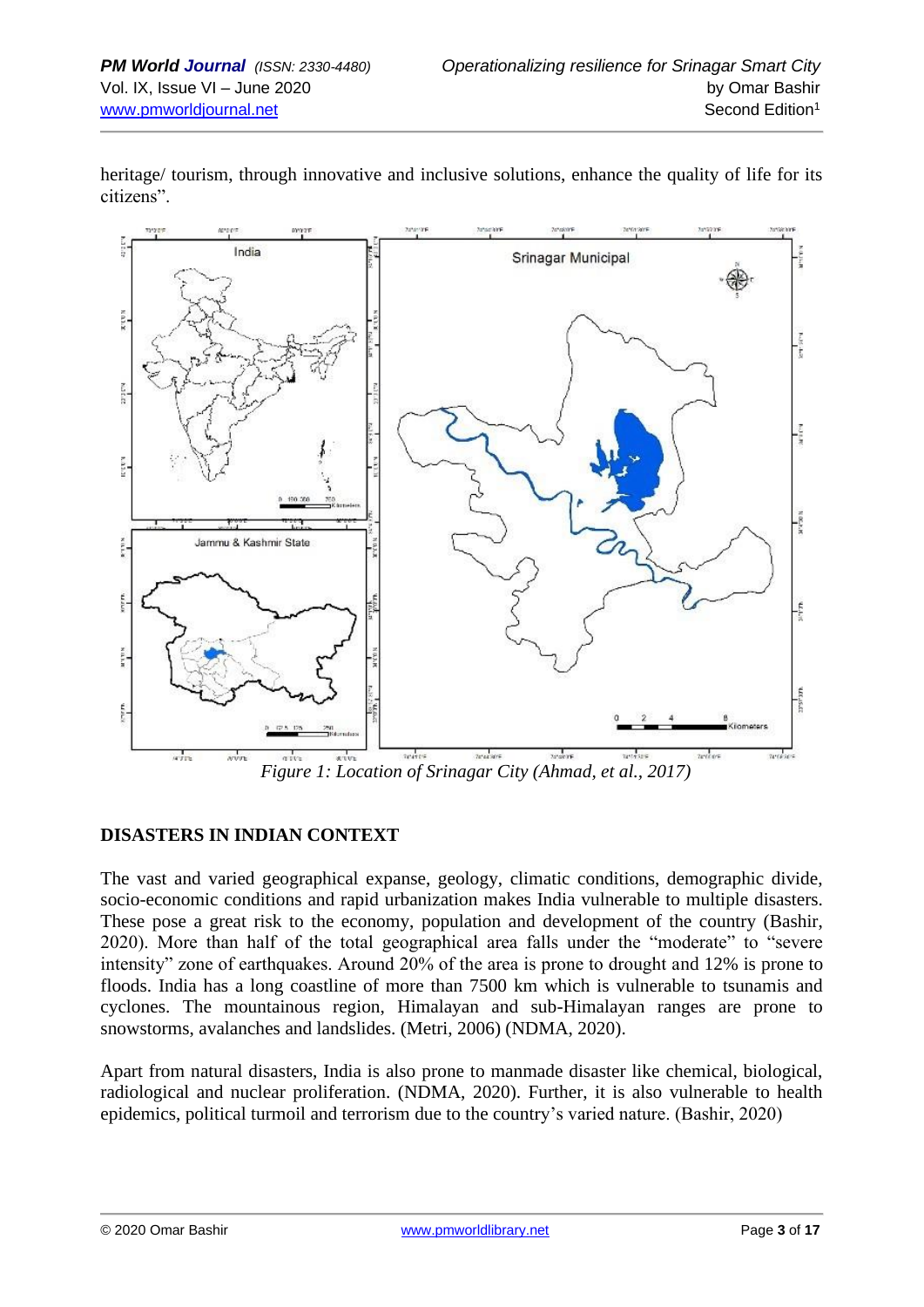heritage/ tourism, through innovative and inclusive solutions, enhance the quality of life for its citizens".

*Figure 1: Location of Srinagar City (Ahmad, et al., 2017)*

## DISASTERS IN INDIAN CONTEXT

The vast and varied geographical expanse, geology, climatic conditions, demographic divide, socio-economic conditions and rapid urbanization makes India vulnerable to multiple disasters. These pose a great risk to the economy, population and development of the country (Bashir, 2020). More than half of the total geographical area falls under the "moderate" to "severe intensity" zone of earthquakes. Around 20% of the area is prone to drought and 12% is prone to floods. India has a long coastline of more than 7500 km which is vulnerable to tsunamis and cyclones. The mountainous region, Himalayan and sub-Himalayan ranges are prone to snowstorms, avalanches and landslides. (Metri, 2006) (NDMA, 2020).

Apart from natural disasters, India is also prone to manmade disaster like chemical, biological, radiological and nuclear proliferation. (NDMA, 2020). Further, it is also vulnerable to health epidemics, political turmoil and terrorism due to the country's varied nature. (Bashir, 2020)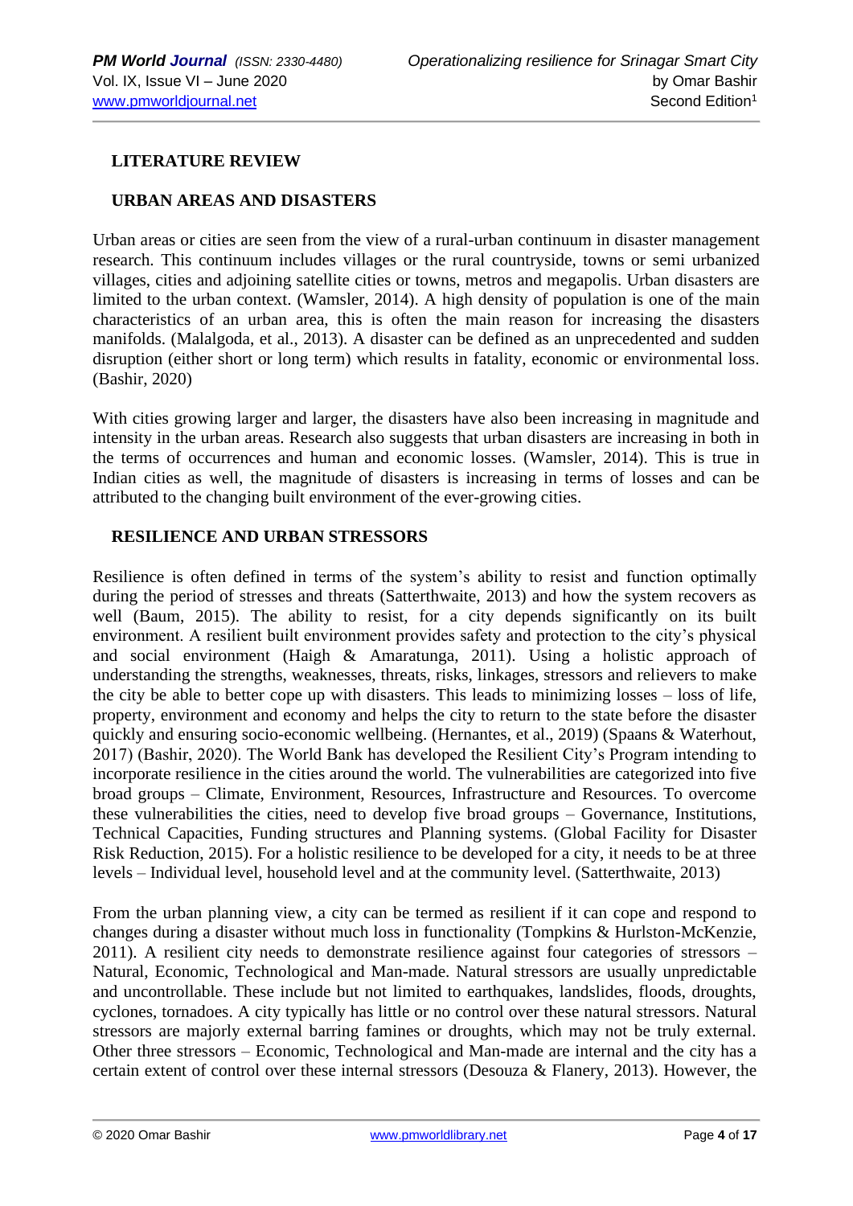## LITERATURE REVIEW

## URBAN AREAS AND DISASTERS

Urban areas or cities are seen from the view of a rural-urban continuum in disaster management research. This continuum includes villages or the rural countryside, towns or semi urbanized villages, cities and adjoining satellite cities or towns, metros and megapolis. Urban disasters are limited to the urban context. (Wamsler, 2014). A high density of population is one of the main characteristics of an urban area, this is often the main reason for increasing the disasters manifolds. (Malalgoda, et al., 2013). A disaster can be defined as an unprecedented and sudden disruption (either short or long term) which results in fatality, economic or environmental loss. (Bashir, 2020)

With cities growing larger and larger, the disasters have also been increasing in magnitude and intensity in the urban areas. Research also suggests that urban disasters are increasing in both in the terms of occurrences and human and economic losses. (Wamsler, 2014). This is true in Indian cities as well, the magnitude of disasters is increasing in terms of losses and can be attributed to the changing built environment of the ever-growing cities.

## RESILIENCE AND URBAN STRESSORS

Resilience is often defined in terms of the system's ability to resist and function optimally during the period of stresses and threats (Satterthwaite, 2013) and how the system recovers as well (Baum, 2015). The ability to resist, for a city depends significantly on its built environment. A resilient built environment provides safety and protection to the city's physical and social environment (Haigh & Amaratunga, 2011). Using a holistic approach of understanding the strengths, weaknesses, threats, risks, linkages, stressors and relievers to make the city be able to better cope up with disasters. This leads to minimizing losses – loss of life, property, environment and economy and helps the city to return to the state before the disaster quickly and ensuring socio-economic wellbeing. (Hernantes, et al., 2019) (Spaans & Waterhout, 2017) (Bashir, 2020). The World Bank has developed the Resilient City's Program intending to incorporate resilience in the cities around the world. The vulnerabilities are categorized into five broad groups – Climate, Environment, Resources, Infrastructure and Resources. To overcome these vulnerabilities the cities, need to develop five broad groups – Governance, Institutions, Technical Capacities, Funding structures and Planning systems. (Global Facility for Disaster Risk Reduction, 2015). For a holistic resilience to be developed for a city, it needs to be at three levels – Individual level, household level and at the community level. (Satterthwaite, 2013)

From the urban planning view, a city can be termed as resilient if it can cope and respond to changes during a disaster without much loss in functionality (Tompkins & Hurlston-McKenzie, 2011). A resilient city needs to demonstrate resilience against four categories of stressors – Natural, Economic, Technological and Man-made. Natural stressors are usually unpredictable and uncontrollable. These include but not limited to earthquakes, landslides, floods, droughts, cyclones, tornadoes. A city typically has little or no control over these natural stressors. Natural stressors are majorly external barring famines or droughts, which may not be truly external. Other three stressors – Economic, Technological and Man-made are internal and the city has a certain extent of control over these internal stressors (Desouza & Flanery, 2013). However, the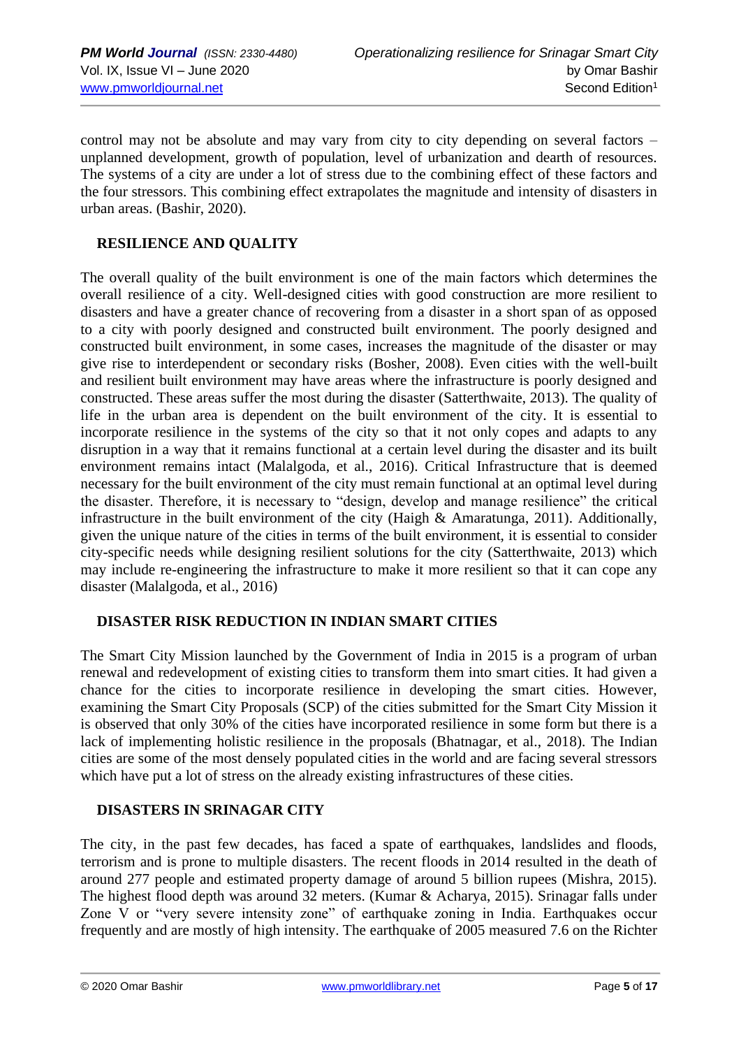control may not be absolute and may vary from city to city depending on several factors – unplanned development, growth of population, level of urbanization and dearth of resources. The systems of a city are under a lot of stress due to the combining effect of these factors and the four stressors. This combining effect extrapolates the magnitude and intensity of disasters in urban areas. (Bashir, 2020).

## RESILIENCE AND QUALITY

The overall quality of the built environment is one of the main factors which determines the overall resilience of a city. Well-designed cities with good construction are more resilient to disasters and have a greater chance of recovering from a disaster in a short span of as opposed to a city with poorly designed and constructed built environment. The poorly designed and constructed built environment, in some cases, increases the magnitude of the disaster or may give rise to interdependent or secondary risks (Bosher, 2008). Even cities with the well-built and resilient built environment may have areas where the infrastructure is poorly designed and constructed. These areas suffer the most during the disaster (Satterthwaite, 2013). The quality of life in the urban area is dependent on the built environment of the city. It is essential to incorporate resilience in the systems of the city so that it not only copes and adapts to any disruption in a way that it remains functional at a certain level during the disaster and its built environment remains intact (Malalgoda, et al., 2016). Critical Infrastructure that is deemed necessary for the built environment of the city must remain functional at an optimal level during the disaster. Therefore, it is necessary to "design, develop and manage resilience" the critical infrastructure in the built environment of the city (Haigh & Amaratunga, 2011). Additionally, given the unique nature of the cities in terms of the built environment, it is essential to consider city-specific needs while designing resilient solutions for the city (Satterthwaite, 2013) which may include re-engineering the infrastructure to make it more resilient so that it can cope any disaster (Malalgoda, et al., 2016)

## DISASTER RISK REDUCTION IN INDIAN SMART CITIES

The Smart City Mission launched by the Government of India in 2015 is a program of urban renewal and redevelopment of existing cities to transform them into smart cities. It had given a chance for the cities to incorporate resilience in developing the smart cities. However, examining the Smart City Proposals (SCP) of the cities submitted for the Smart City Mission it is observed that only 30% of the cities have incorporated resilience in some form but there is a lack of implementing holistic resilience in the proposals (Bhatnagar, et al., 2018). The Indian cities are some of the most densely populated cities in the world and are facing several stressors which have put a lot of stress on the already existing infrastructures of these cities.

## DISASTERS IN SRINAGAR CITY

The city, in the past few decades, has faced a spate of earthquakes, landslides and floods, terrorism and is prone to multiple disasters. The recent floods in 2014 resulted in the death of around 277 people and estimated property damage of around 5 billion rupees (Mishra, 2015). The highest flood depth was around 32 meters. (Kumar & Acharya, 2015). Srinagar falls under Zone V or "very severe intensity zone" of earthquake zoning in India. Earthquakes occur frequently and are mostly of high intensity. The earthquake of 2005 measured 7.6 on the Richter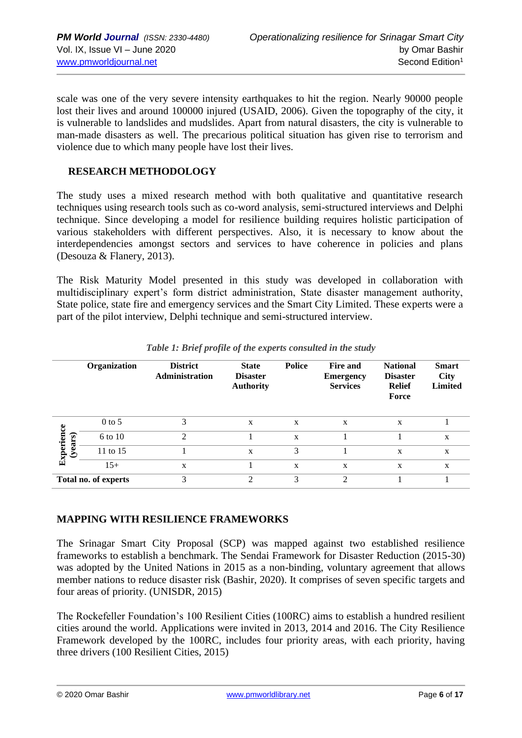scale was one of the very severe intensity earthquakes to hit the region. Nearly 90000 people lost their lives and around 100000 injured (USAID, 2006). Given the topography of the city, it is vulnerable to landslides and mudslides. Apart from natural disasters, the city is vulnerable to man-made disasters as well. The precarious political situation has given rise to terrorism and violence due to which many people have lost their lives.

## RESEARCH METHODOLOGY

The study uses a mixed research method with both qualitative and quantitative research techniques using research tools such as co-word analysis, semi-structured interviews and Delphi technique. Since developing a model for resilience building requires holistic participation of various stakeholders with different perspectives. Also, it is necessary to know about the interdependencies amongst sectors and services to have coherence in policies and plans (Desouza & Flanery, 2013).

The Risk Maturity Model presented in this study was developed in collaboration with multidisciplinary expert's form district administration, State disaster management authority, State police, state fire and emergency services and the Smart City Limited. These experts were a part of the pilot interview, Delphi technique and semi-structured interview.

*Table 1: Brief profile of the experts consulted in the study*

| | Organization | District Administration | State Disaster Authority | Police | Fire and Emergency Services | National Disaster Relief Force | Smart City Limited |
|---|---|---|---|---|---|---|---|
| Experience (years) | 0 to 5 | 3 | x | x | x | x | 1 |
| | 6 to 10 | 2 | 1 | x | 1 | 1 | x |
| | 11 to 15 | 1 | x | 3 | 1 | x | x |
| | 15+ | x | 1 | x | x | x | x |
| Total no. of experts | | 3 | 2 | 3 | 2 | 1 | 1 |

## MAPPING WITH RESILIENCE FRAMEWORKS

The Srinagar Smart City Proposal (SCP) was mapped against two established resilience frameworks to establish a benchmark. The Sendai Framework for Disaster Reduction (2015-30) was adopted by the United Nations in 2015 as a non-binding, voluntary agreement that allows member nations to reduce disaster risk (Bashir, 2020). It comprises of seven specific targets and four areas of priority. (UNISDR, 2015)

The Rockefeller Foundation's 100 Resilient Cities (100RC) aims to establish a hundred resilient cities around the world. Applications were invited in 2013, 2014 and 2016. The City Resilience Framework developed by the 100RC, includes four priority areas, with each priority, having three drivers (100 Resilient Cities, 2015)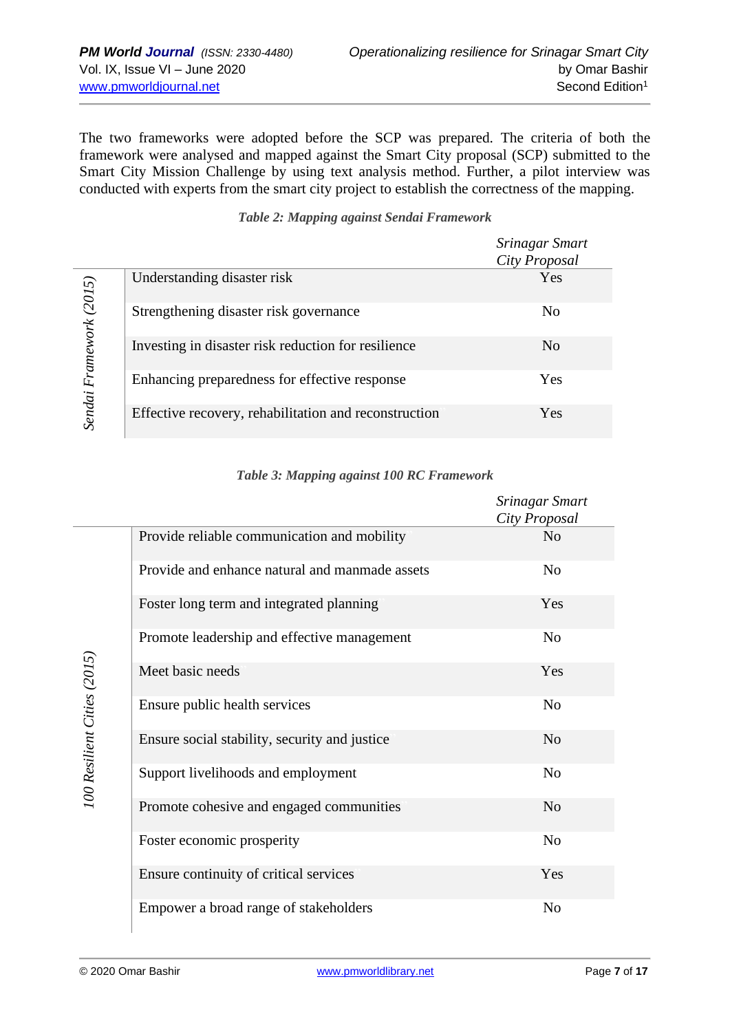The two frameworks were adopted before the SCP was prepared. The criteria of both the framework were analysed and mapped against the Smart City proposal (SCP) submitted to the Smart City Mission Challenge by using text analysis method. Further, a pilot interview was conducted with experts from the smart city project to establish the correctness of the mapping.

*Table 2: Mapping against Sendai Framework*

| | | *Srinagar Smart City Proposal* |
|---|---|---|
| *Sendai Framework (2015)* | Understanding disaster risk | Yes |
| | Strengthening disaster risk governance | No |
| | Investing in disaster risk reduction for resilience | No |
| | Enhancing preparedness for effective response | Yes |
| | Effective recovery, rehabilitation and reconstruction | Yes |

*Table 3: Mapping against 100 RC Framework*

| | | *Srinagar Smart City Proposal* |
|---|---|---|
| *100 Resilient Cities (2015)* | Provide reliable communication and mobility | No |
| | Provide and enhance natural and manmade assets | No |
| | Foster long term and integrated planning | Yes |
| | Promote leadership and effective management | No |
| | Meet basic needs | Yes |
| | Ensure public health services | No |
| | Ensure social stability, security and justice | No |
| | Support livelihoods and employment | No |
| | Promote cohesive and engaged communities | No |
| | Foster economic prosperity | No |
| | Ensure continuity of critical services | Yes |
| | Empower a broad range of stakeholders | No |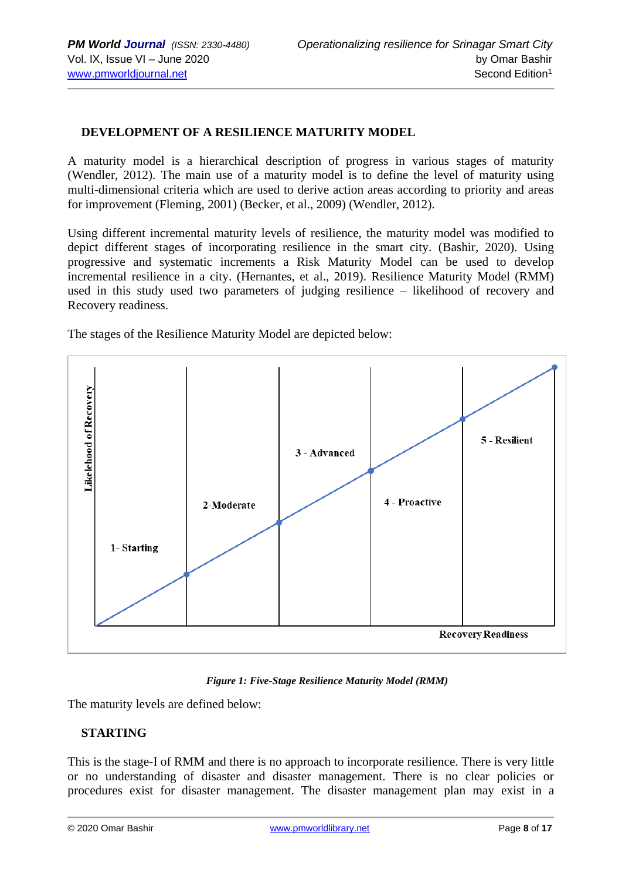## DEVELOPMENT OF A RESILIENCE MATURITY MODEL

A maturity model is a hierarchical description of progress in various stages of maturity (Wendler, 2012). The main use of a maturity model is to define the level of maturity using multi-dimensional criteria which are used to derive action areas according to priority and areas for improvement (Fleming, 2001) (Becker, et al., 2009) (Wendler, 2012).

Using different incremental maturity levels of resilience, the maturity model was modified to depict different stages of incorporating resilience in the smart city. (Bashir, 2020). Using progressive and systematic increments a Risk Maturity Model can be used to develop incremental resilience in a city. (Hernantes, et al., 2019). Resilience Maturity Model (RMM) used in this study used two parameters of judging resilience – likelihood of recovery and Recovery readiness.

The stages of the Resilience Maturity Model are depicted below:

Likelehood of Recovery

1- Starting

2-Moderate

3 - Advanced

4 - Proactive

5 - Resilient

Recovery Readiness

*Figure 1: Five-Stage Resilience Maturity Model (RMM)*

The maturity levels are defined below:

### STARTING

This is the stage-I of RMM and there is no approach to incorporate resilience. There is very little or no understanding of disaster and disaster management. There is no clear policies or procedures exist for disaster management. The disaster management plan may exist in a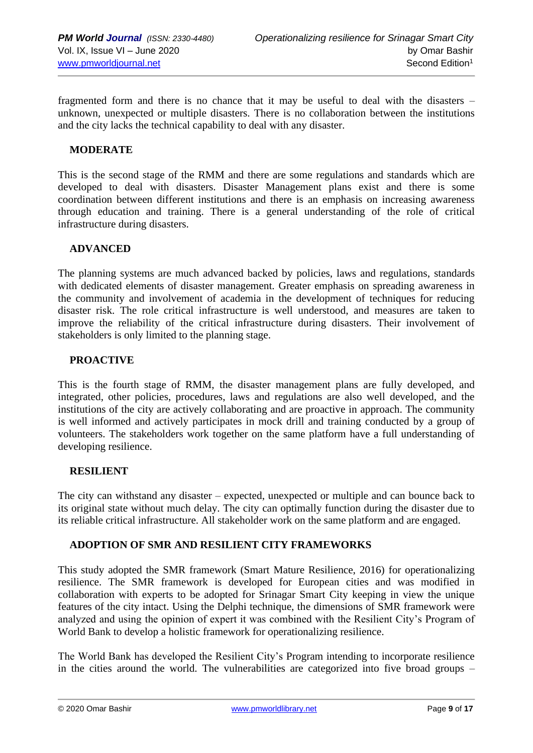fragmented form and there is no chance that it may be useful to deal with the disasters – unknown, unexpected or multiple disasters. There is no collaboration between the institutions and the city lacks the technical capability to deal with any disaster.

### MODERATE

This is the second stage of the RMM and there are some regulations and standards which are developed to deal with disasters. Disaster Management plans exist and there is some coordination between different institutions and there is an emphasis on increasing awareness through education and training. There is a general understanding of the role of critical infrastructure during disasters.

### ADVANCED

The planning systems are much advanced backed by policies, laws and regulations, standards with dedicated elements of disaster management. Greater emphasis on spreading awareness in the community and involvement of academia in the development of techniques for reducing disaster risk. The role critical infrastructure is well understood, and measures are taken to improve the reliability of the critical infrastructure during disasters. Their involvement of stakeholders is only limited to the planning stage.

### PROACTIVE

This is the fourth stage of RMM, the disaster management plans are fully developed, and integrated, other policies, procedures, laws and regulations are also well developed, and the institutions of the city are actively collaborating and are proactive in approach. The community is well informed and actively participates in mock drill and training conducted by a group of volunteers. The stakeholders work together on the same platform have a full understanding of developing resilience.

### RESILIENT

The city can withstand any disaster – expected, unexpected or multiple and can bounce back to its original state without much delay. The city can optimally function during the disaster due to its reliable critical infrastructure. All stakeholder work on the same platform and are engaged.

### ADOPTION OF SMR AND RESILIENT CITY FRAMEWORKS

This study adopted the SMR framework (Smart Mature Resilience, 2016) for operationalizing resilience. The SMR framework is developed for European cities and was modified in collaboration with experts to be adopted for Srinagar Smart City keeping in view the unique features of the city intact. Using the Delphi technique, the dimensions of SMR framework were analyzed and using the opinion of expert it was combined with the Resilient City's Program of World Bank to develop a holistic framework for operationalizing resilience.

The World Bank has developed the Resilient City's Program intending to incorporate resilience in the cities around the world. The vulnerabilities are categorized into five broad groups –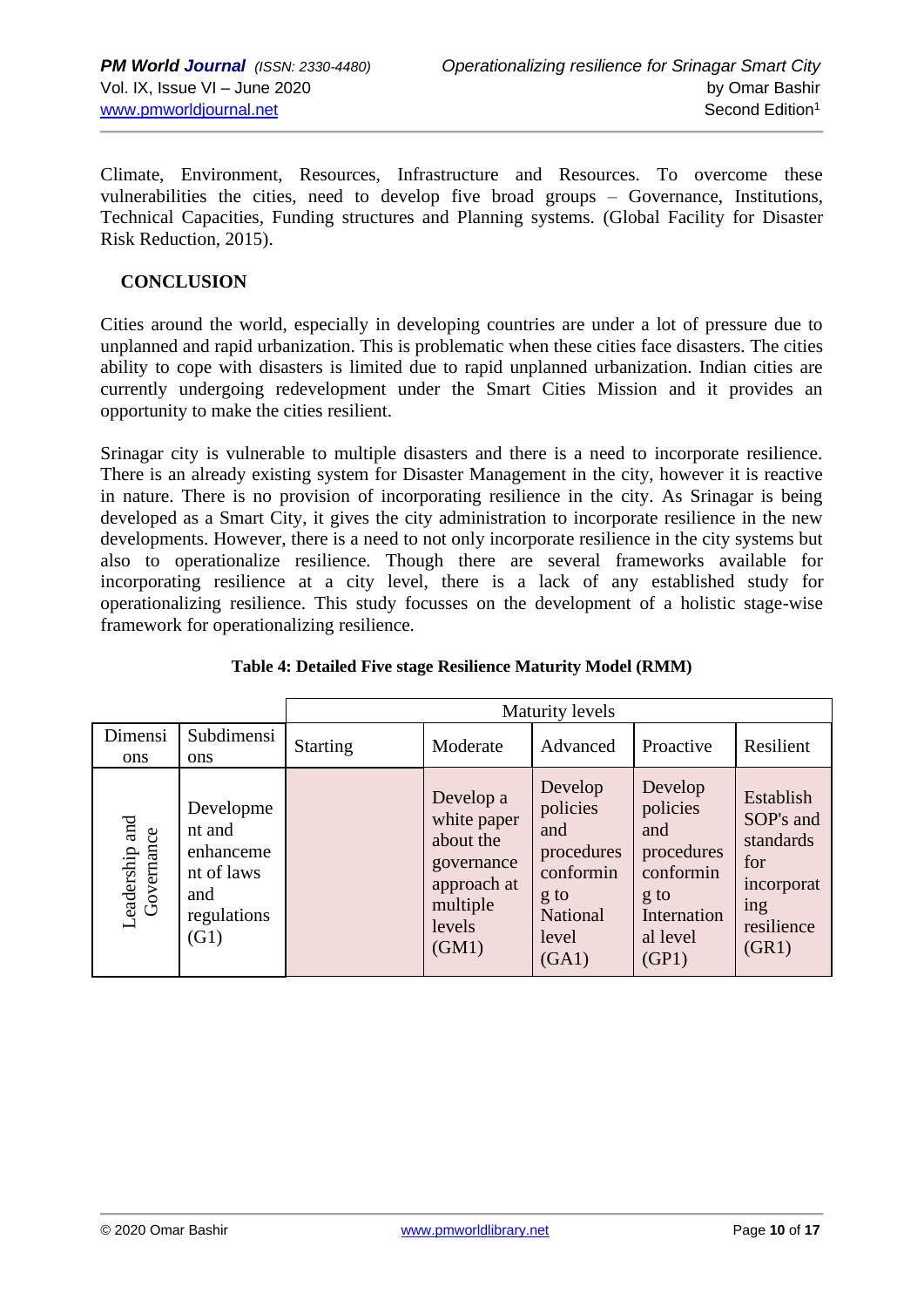Climate, Environment, Resources, Infrastructure and Resources. To overcome these vulnerabilities the cities, need to develop five broad groups – Governance, Institutions, Technical Capacities, Funding structures and Planning systems. (Global Facility for Disaster Risk Reduction, 2015).

## CONCLUSION

Cities around the world, especially in developing countries are under a lot of pressure due to unplanned and rapid urbanization. This is problematic when these cities face disasters. The cities ability to cope with disasters is limited due to rapid unplanned urbanization. Indian cities are currently undergoing redevelopment under the Smart Cities Mission and it provides an opportunity to make the cities resilient.

Srinagar city is vulnerable to multiple disasters and there is a need to incorporate resilience. There is an already existing system for Disaster Management in the city, however it is reactive in nature. There is no provision of incorporating resilience in the city. As Srinagar is being developed as a Smart City, it gives the city administration to incorporate resilience in the new developments. However, there is a need to not only incorporate resilience in the city systems but also to operationalize resilience. Though there are several frameworks available for incorporating resilience at a city level, there is a lack of any established study for operationalizing resilience. This study focusses on the development of a holistic stage-wise framework for operationalizing resilience.

**Table 4: Detailed Five stage Resilience Maturity Model (RMM)**

| | | Maturity levels | | | | |
|---|---|---|---|---|---|---|
| Dimensions | Subdimensions | Starting | Moderate | Advanced | Proactive | Resilient |
| Leadership and Governance | Development and enhancement of laws and regulations (G1) | | Develop a white paper about the governance approach at multiple levels (GM1) | Develop policies and procedures conforming to National level (GA1) | Develop policies and procedures conforming to International level (GP1) | Establish SOP's and standards for incorporating resilience (GR1) |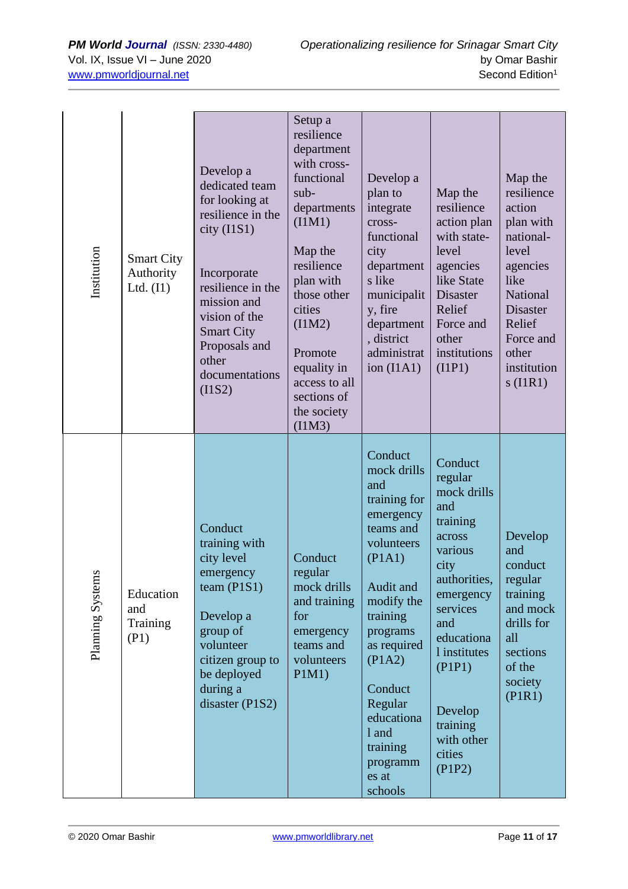| | | | | | | |
|---|---|---|---|---|---|---|
| Institution | Smart City Authority Ltd. (I1) | Develop a dedicated team for looking at resilience in the city (I1S1)<br><br>Incorporate resilience in the mission and vision of the Smart City Proposals and other documentations (I1S2) | Setup a resilience department with cross-functional sub-departments (I1M1)<br><br>Map the resilience plan with those other cities (I1M2)<br><br>Promote equality in access to all sections of the society (I1M3) | Develop a plan to integrate cross-functional city departments like municipality, fire department, district administration (I1A1) | Map the resilience action plan with state-level agencies like State Disaster Relief Force and other institutions (I1P1) | Map the resilience action plan with national-level agencies like National Disaster Relief Force and other institutions (I1R1) |
| Planning Systems | Education and Training (P1) | Conduct training with city level emergency team (P1S1)<br><br>Develop a group of volunteer citizen group to be deployed during a disaster (P1S2) | Conduct regular mock drills and training for emergency teams and volunteers P1M1) | Conduct mock drills and training for emergency teams and volunteers (P1A1)<br><br>Audit and modify the training programs as required (P1A2)<br><br>Conduct Regular educational and training programmes at schools | Conduct regular mock drills and training across various city authorities, emergency services and educational institutes (P1P1)<br><br>Develop training with other cities (P1P2) | Develop and conduct regular training and mock drills for all sections of the society (P1R1) |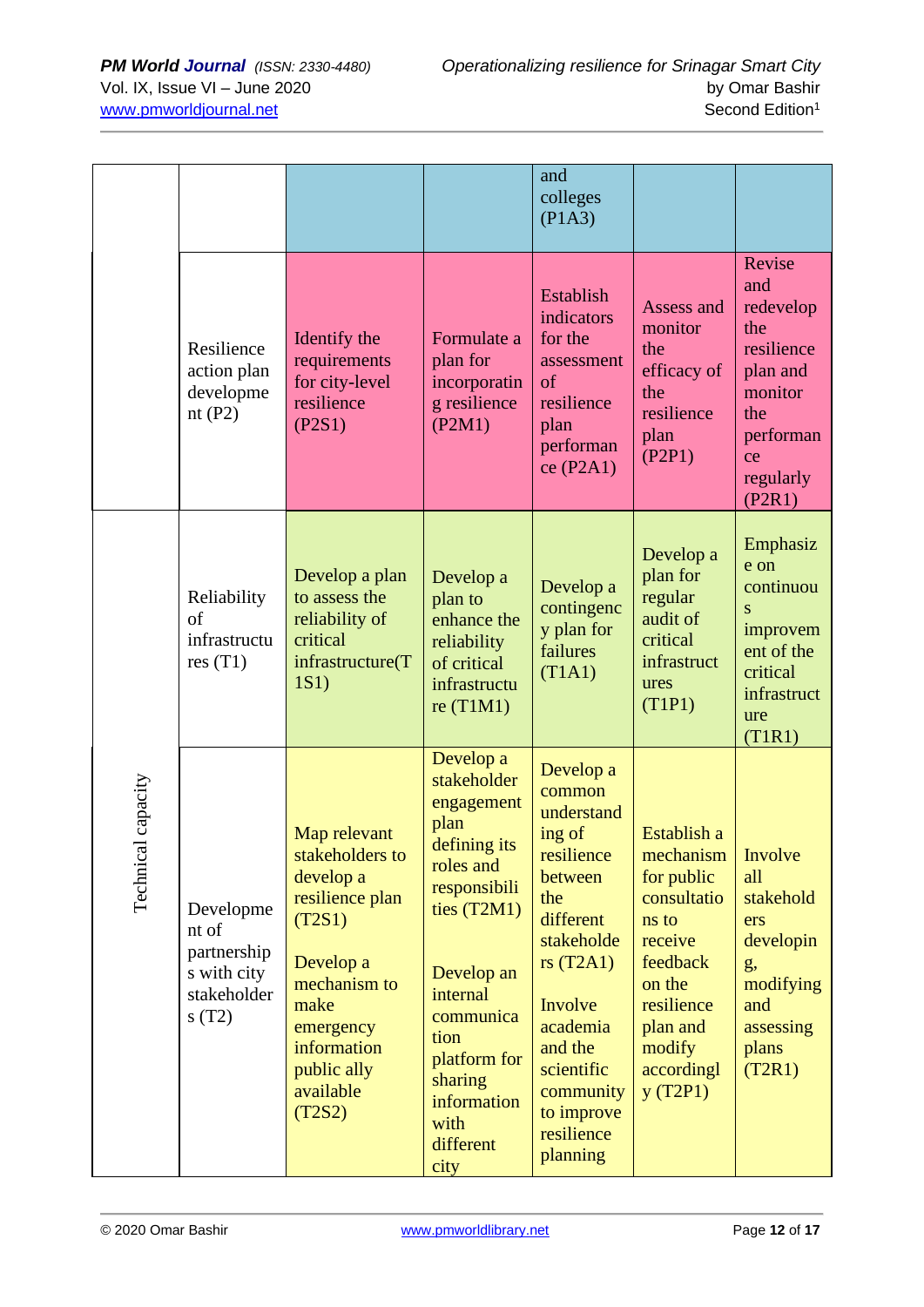| | | | | | | |
|---|---|---|---|---|---|---|
| | | | | and colleges (P1A3) | | |
| | Resilience action plan development (P2) | Identify the requirements for city-level resilience (P2S1) | Formulate a plan for incorporating resilience (P2M1) | Establish indicators for the assessment of resilience plan performance (P2A1) | Assess and monitor the efficacy of the resilience plan (P2P1) | Revise and redevelop the resilience plan and monitor the performance regularly (P2R1) |
| Technical capacity | Reliability of infrastructures (T1) | Develop a plan to assess the reliability of critical infrastructure(T1S1) | Develop a plan to enhance the reliability of critical infrastructure (T1M1) | Develop a contingency plan for failures (T1A1) | Develop a plan for regular audit of critical infrastructures (T1P1) | Emphasize on continuous improvement of the critical infrastructure (T1R1) |
| | Development of partnerships with city stakeholders (T2) | Map relevant stakeholders to develop a resilience plan (T2S1)<br><br>Develop a mechanism to make emergency information public ally available (T2S2) | Develop a stakeholder engagement plan defining its roles and responsibilities (T2M1)<br><br>Develop an internal communication platform for sharing information with different city | Develop a common understanding of resilience between the different stakeholders (T2A1)<br><br>Involve academia and the scientific community to improve resilience planning | Establish a mechanism for public consultations to receive feedback on the resilience plan and modify accordingly (T2P1) | Involve all stakeholders developing, modifying and assessing plans (T2R1) |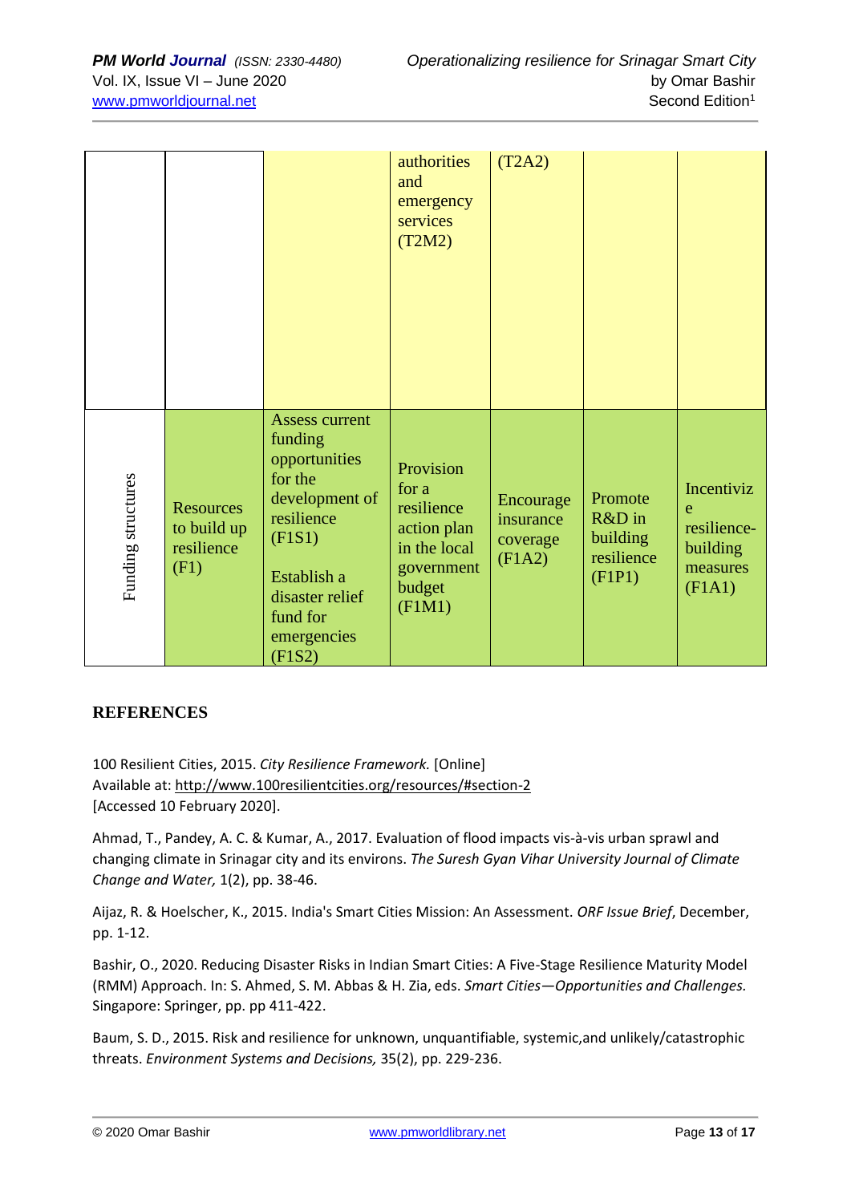| | | | authorities and emergency services (T2M2) | (T2A2) | | |
|---|---|---|---|---|---|---|
| Funding structures | Resources to build up resilience (F1) | Assess current funding opportunities for the development of resilience (F1S1)<br><br>Establish a disaster relief fund for emergencies (F1S2) | Provision for a resilience action plan in the local government budget (F1M1) | Encourage insurance coverage (F1A2) | Promote R&D in building resilience (F1P1) | Incentivize resilience-building measures (F1A1) |

## REFERENCES

100 Resilient Cities, 2015. *City Resilience Framework.* [Online]
Available at: http://www.100resilientcities.org/resources/#section-2
[Accessed 10 February 2020].

Ahmad, T., Pandey, A. C. & Kumar, A., 2017. Evaluation of flood impacts vis-à-vis urban sprawl and changing climate in Srinagar city and its environs. *The Suresh Gyan Vihar University Journal of Climate Change and Water,* 1(2), pp. 38-46.

Aijaz, R. & Hoelscher, K., 2015. India's Smart Cities Mission: An Assessment. *ORF Issue Brief*, December, pp. 1-12.

Bashir, O., 2020. Reducing Disaster Risks in Indian Smart Cities: A Five-Stage Resilience Maturity Model (RMM) Approach. In: S. Ahmed, S. M. Abbas & H. Zia, eds. *Smart Cities—Opportunities and Challenges.* Singapore: Springer, pp. pp 411-422.

Baum, S. D., 2015. Risk and resilience for unknown, unquantifiable, systemic,and unlikely/catastrophic threats. *Environment Systems and Decisions,* 35(2), pp. 229-236.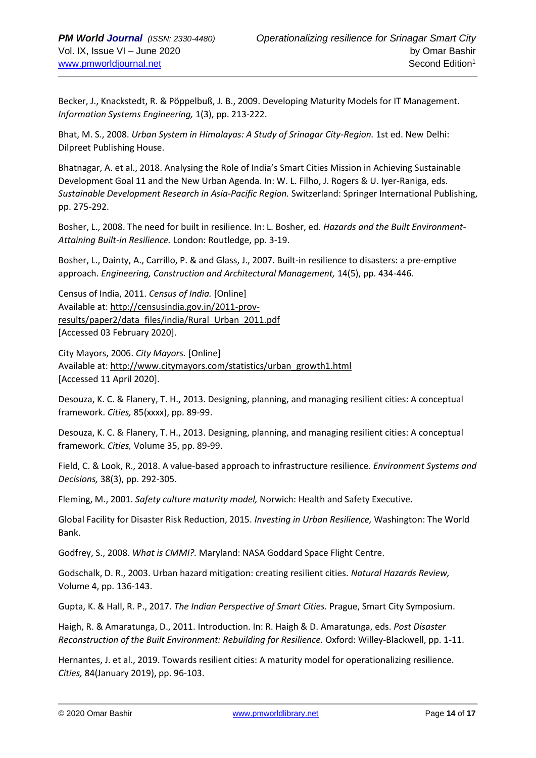Becker, J., Knackstedt, R. & Pöppelbuß, J. B., 2009. Developing Maturity Models for IT Management. *Information Systems Engineering,* 1(3), pp. 213-222.

Bhat, M. S., 2008. *Urban System in Himalayas: A Study of Srinagar City-Region.* 1st ed. New Delhi: Dilpreet Publishing House.

Bhatnagar, A. et al., 2018. Analysing the Role of India's Smart Cities Mission in Achieving Sustainable Development Goal 11 and the New Urban Agenda. In: W. L. Filho, J. Rogers & U. Iyer-Raniga, eds. *Sustainable Development Research in Asia-Pacific Region.* Switzerland: Springer International Publishing, pp. 275-292.

Bosher, L., 2008. The need for built in resilience. In: L. Bosher, ed. *Hazards and the Built Environment-Attaining Built-in Resilience.* London: Routledge, pp. 3-19.

Bosher, L., Dainty, A., Carrillo, P. & and Glass, J., 2007. Built-in resilience to disasters: a pre-emptive approach. *Engineering, Construction and Architectural Management,* 14(5), pp. 434-446.

Census of India, 2011. *Census of India.* [Online]
Available at: http://censusindia.gov.in/2011-prov-results/paper2/data_files/india/Rural_Urban_2011.pdf
[Accessed 03 February 2020].

City Mayors, 2006. *City Mayors.* [Online]
Available at: http://www.citymayors.com/statistics/urban_growth1.html
[Accessed 11 April 2020].

Desouza, K. C. & Flanery, T. H., 2013. Designing, planning, and managing resilient cities: A conceptual framework. *Cities,* 85(xxxx), pp. 89-99.

Desouza, K. C. & Flanery, T. H., 2013. Designing, planning, and managing resilient cities: A conceptual framework. *Cities,* Volume 35, pp. 89-99.

Field, C. & Look, R., 2018. A value-based approach to infrastructure resilience. *Environment Systems and Decisions,* 38(3), pp. 292-305.

Fleming, M., 2001. *Safety culture maturity model,* Norwich: Health and Safety Executive.

Global Facility for Disaster Risk Reduction, 2015. *Investing in Urban Resilience,* Washington: The World Bank.

Godfrey, S., 2008. *What is CMMI?.* Maryland: NASA Goddard Space Flight Centre.

Godschalk, D. R., 2003. Urban hazard mitigation: creating resilient cities. *Natural Hazards Review,* Volume 4, pp. 136-143.

Gupta, K. & Hall, R. P., 2017. *The Indian Perspective of Smart Cities.* Prague, Smart City Symposium.

Haigh, R. & Amaratunga, D., 2011. Introduction. In: R. Haigh & D. Amaratunga, eds. *Post Disaster Reconstruction of the Built Environment: Rebuilding for Resilience.* Oxford: Willey-Blackwell, pp. 1-11.

Hernantes, J. et al., 2019. Towards resilient cities: A maturity model for operationalizing resilience. *Cities,* 84(January 2019), pp. 96-103.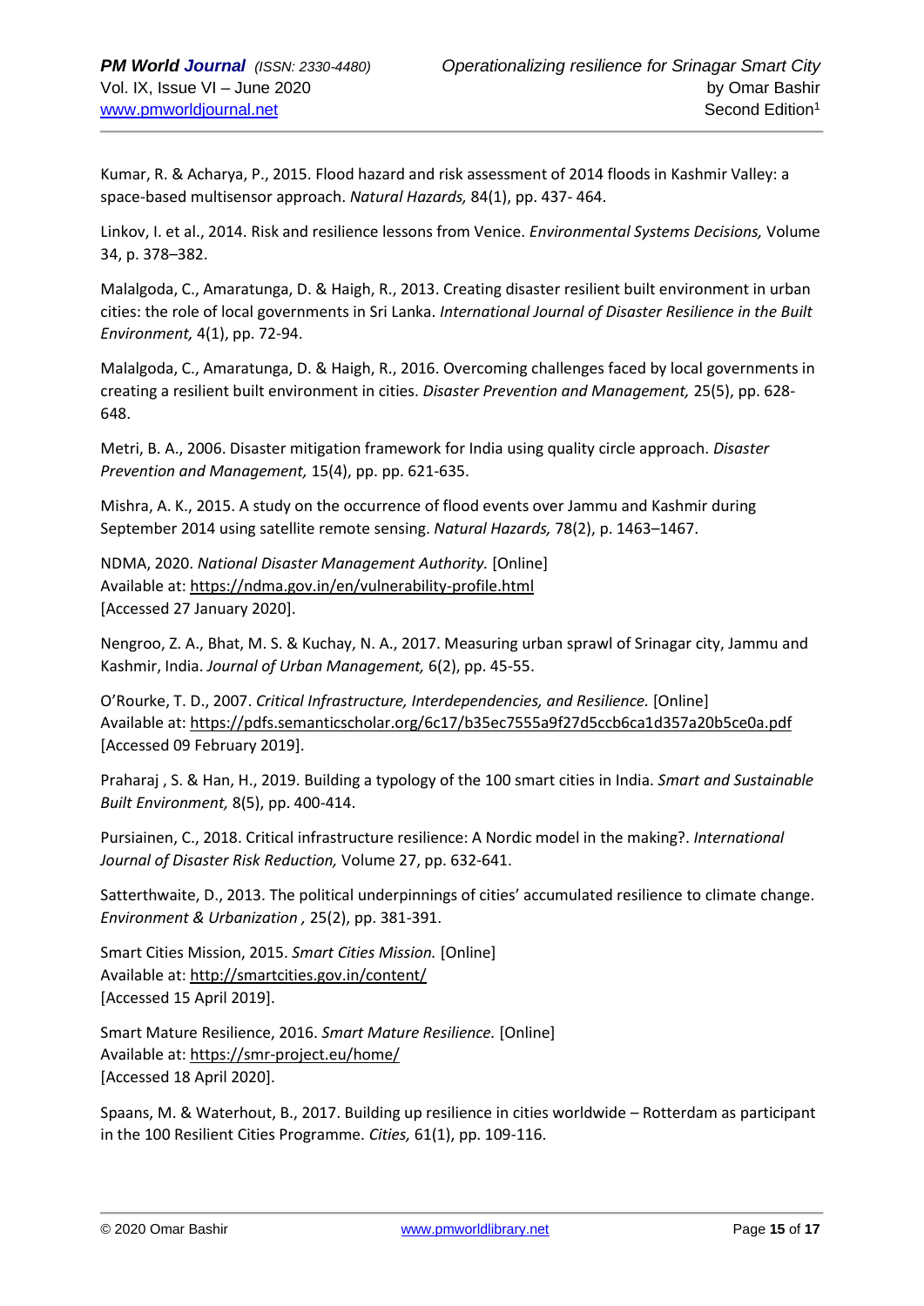Kumar, R. & Acharya, P., 2015. Flood hazard and risk assessment of 2014 floods in Kashmir Valley: a space-based multisensor approach. *Natural Hazards,* 84(1), pp. 437- 464.

Linkov, I. et al., 2014. Risk and resilience lessons from Venice. *Environmental Systems Decisions,* Volume 34, p. 378–382.

Malalgoda, C., Amaratunga, D. & Haigh, R., 2013. Creating disaster resilient built environment in urban cities: the role of local governments in Sri Lanka. *International Journal of Disaster Resilience in the Built Environment,* 4(1), pp. 72-94.

Malalgoda, C., Amaratunga, D. & Haigh, R., 2016. Overcoming challenges faced by local governments in creating a resilient built environment in cities. *Disaster Prevention and Management,* 25(5), pp. 628-648.

Metri, B. A., 2006. Disaster mitigation framework for India using quality circle approach. *Disaster Prevention and Management,* 15(4), pp. pp. 621-635.

Mishra, A. K., 2015. A study on the occurrence of flood events over Jammu and Kashmir during September 2014 using satellite remote sensing. *Natural Hazards,* 78(2), p. 1463–1467.

NDMA, 2020. *National Disaster Management Authority.* [Online]
Available at: https://ndma.gov.in/en/vulnerability-profile.html
[Accessed 27 January 2020].

Nengroo, Z. A., Bhat, M. S. & Kuchay, N. A., 2017. Measuring urban sprawl of Srinagar city, Jammu and Kashmir, India. *Journal of Urban Management,* 6(2), pp. 45-55.

O'Rourke, T. D., 2007. *Critical Infrastructure, Interdependencies, and Resilience.* [Online]
Available at: https://pdfs.semanticscholar.org/6c17/b35ec7555a9f27d5ccb6ca1d357a20b5ce0a.pdf
[Accessed 09 February 2019].

Praharaj , S. & Han, H., 2019. Building a typology of the 100 smart cities in India. *Smart and Sustainable Built Environment,* 8(5), pp. 400-414.

Pursiainen, C., 2018. Critical infrastructure resilience: A Nordic model in the making?. *International Journal of Disaster Risk Reduction,* Volume 27, pp. 632-641.

Satterthwaite, D., 2013. The political underpinnings of cities' accumulated resilience to climate change. *Environment & Urbanization ,* 25(2), pp. 381-391.

Smart Cities Mission, 2015. *Smart Cities Mission.* [Online]
Available at: http://smartcities.gov.in/content/
[Accessed 15 April 2019].

Smart Mature Resilience, 2016. *Smart Mature Resilience.* [Online]
Available at: https://smr-project.eu/home/
[Accessed 18 April 2020].

Spaans, M. & Waterhout, B., 2017. Building up resilience in cities worldwide – Rotterdam as participant in the 100 Resilient Cities Programme. *Cities,* 61(1), pp. 109-116.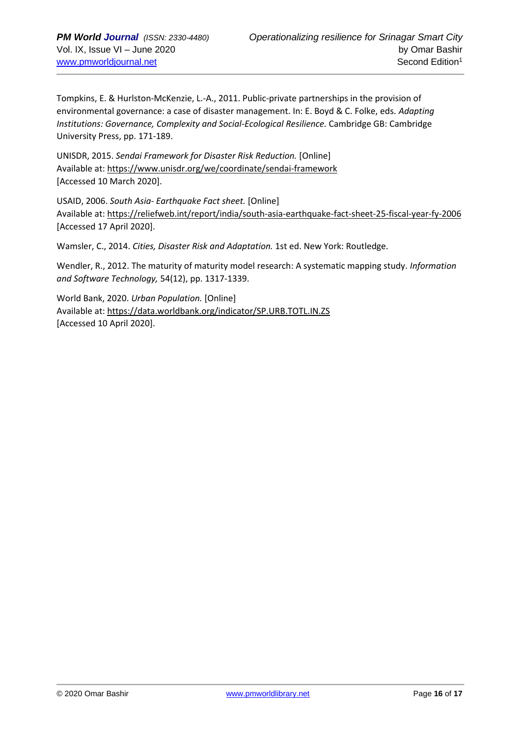Tompkins, E. & Hurlston-McKenzie, L.-A., 2011. Public-private partnerships in the provision of environmental governance: a case of disaster management. In: E. Boyd & C. Folke, eds. *Adapting Institutions: Governance, Complexity and Social-Ecological Resilience.* Cambridge GB: Cambridge University Press, pp. 171-189.

UNISDR, 2015. *Sendai Framework for Disaster Risk Reduction.* [Online]
Available at: https://www.unisdr.org/we/coordinate/sendai-framework
[Accessed 10 March 2020].

USAID, 2006. *South Asia- Earthquake Fact sheet.* [Online]
Available at: https://reliefweb.int/report/india/south-asia-earthquake-fact-sheet-25-fiscal-year-fy-2006
[Accessed 17 April 2020].

Wamsler, C., 2014. *Cities, Disaster Risk and Adaptation.* 1st ed. New York: Routledge.

Wendler, R., 2012. The maturity of maturity model research: A systematic mapping study. *Information and Software Technology,* 54(12), pp. 1317-1339.

World Bank, 2020. *Urban Population.* [Online]
Available at: https://data.worldbank.org/indicator/SP.URB.TOTL.IN.ZS
[Accessed 10 April 2020].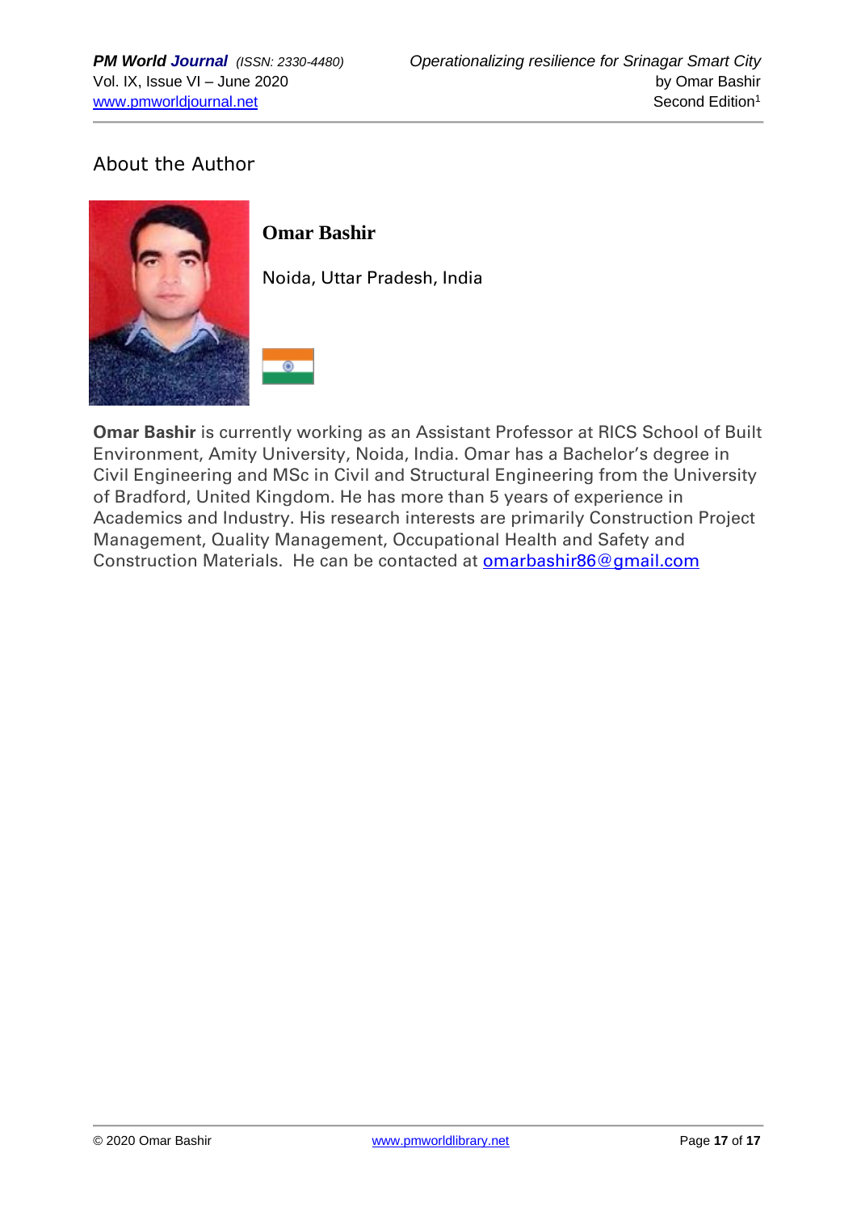## About the Author

**Omar Bashir**

Noida, Uttar Pradesh, India

**Omar Bashir** is currently working as an Assistant Professor at RICS School of Built Environment, Amity University, Noida, India. Omar has a Bachelor's degree in Civil Engineering and MSc in Civil and Structural Engineering from the University of Bradford, United Kingdom. He has more than 5 years of experience in Academics and Industry. His research interests are primarily Construction Project Management, Quality Management, Occupational Health and Safety and Construction Materials. He can be contacted at omarbashir86@gmail.com